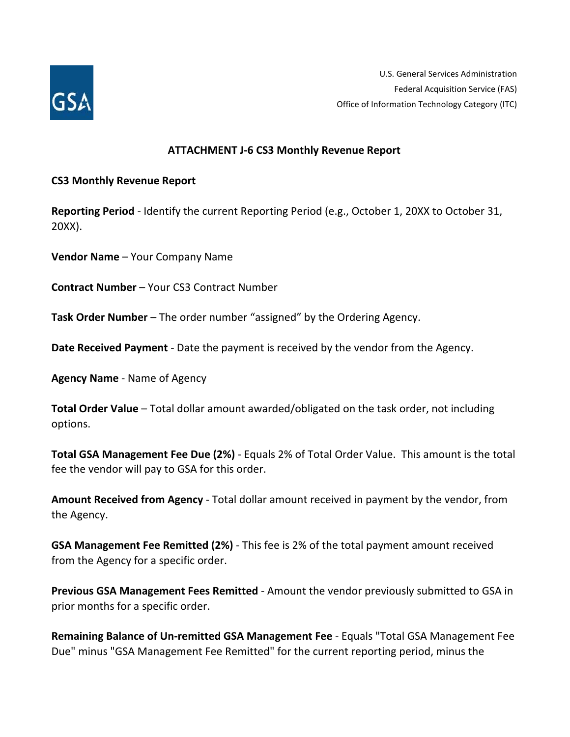U.S. General Services Administration
Federal Acquisition Service (FAS)
Office of Information Technology Category (ITC)

## ATTACHMENT J-6 CS3 Monthly Revenue Report

**CS3 Monthly Revenue Report**

**Reporting Period** - Identify the current Reporting Period (e.g., October 1, 20XX to October 31, 20XX).

**Vendor Name** – Your Company Name

**Contract Number** – Your CS3 Contract Number

**Task Order Number** – The order number "assigned" by the Ordering Agency.

**Date Received Payment** - Date the payment is received by the vendor from the Agency.

**Agency Name** - Name of Agency

**Total Order Value** – Total dollar amount awarded/obligated on the task order, not including options.

**Total GSA Management Fee Due (2%)** - Equals 2% of Total Order Value. This amount is the total fee the vendor will pay to GSA for this order.

**Amount Received from Agency** - Total dollar amount received in payment by the vendor, from the Agency.

**GSA Management Fee Remitted (2%)** - This fee is 2% of the total payment amount received from the Agency for a specific order.

**Previous GSA Management Fees Remitted** - Amount the vendor previously submitted to GSA in prior months for a specific order.

**Remaining Balance of Un-remitted GSA Management Fee** - Equals "Total GSA Management Fee Due" minus "GSA Management Fee Remitted" for the current reporting period, minus the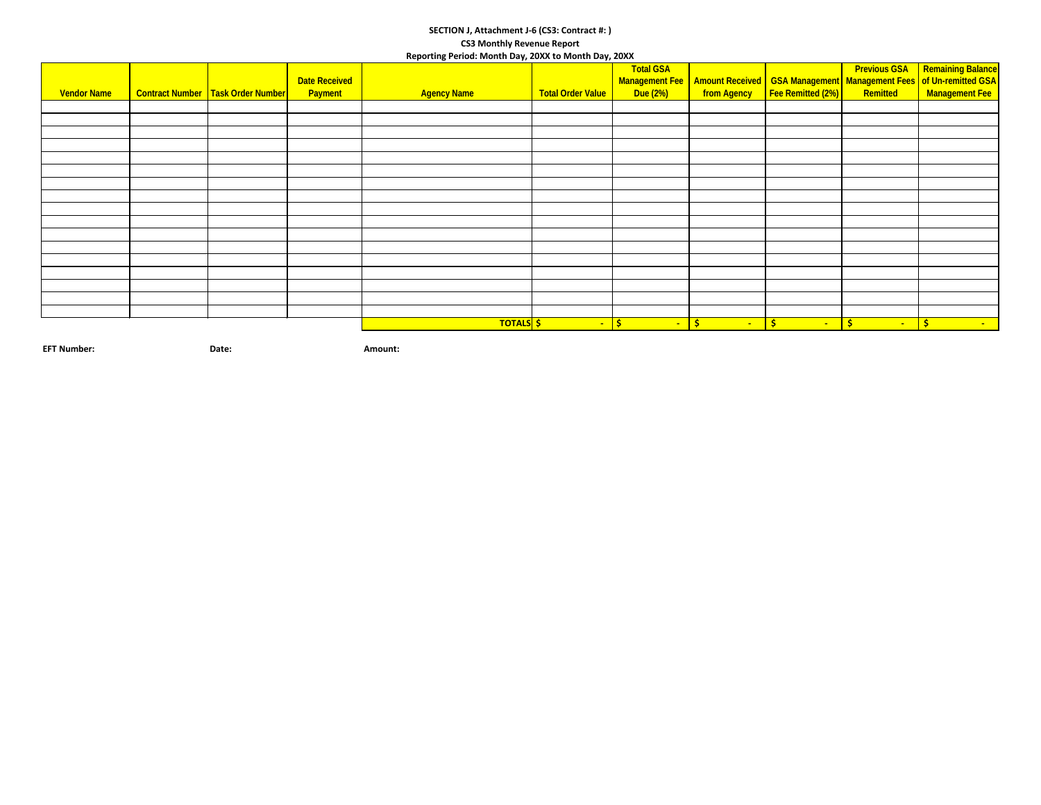**SECTION J, Attachment J-6 (CS3: Contract #: )**

**CS3 Monthly Revenue Report**

**Reporting Period: Month Day, 20XX to Month Day, 20XX**

| Vendor Name | Contract Number | Task Order Number | Date Received Payment | Agency Name | Total Order Value | Total GSA Management Fee Due (2%) | Amount Received from Agency | GSA Management Fee Remitted (2%) | Previous GSA Management Fees Remitted | Remaining Balance of Un-remitted GSA Management Fee |
|---|---|---|---|---|---|---|---|---|---|---|
| | | | | | | | | | | |
| | | | | | | | | | | |
| | | | | | | | | | | |
| | | | | | | | | | | |
| | | | | | | | | | | |
| | | | | | | | | | | |
| | | | | | | | | | | |
| | | | | | | | | | | |
| | | | | | | | | | | |
| | | | | | | | | | | |
| | | | | | | | | | | |
| | | | | | | | | | | |
| | | | | | | | | | | |
| | | | | | | | | | | |
| | | | | | | | | | | |
| | | | | | | | | | | |
| | | | | | | | | | | |
| | | | | TOTALS | $ - | $ - | $ - | $ - | $ - | $ - |

**EFT Number:** **Date:** **Amount:**